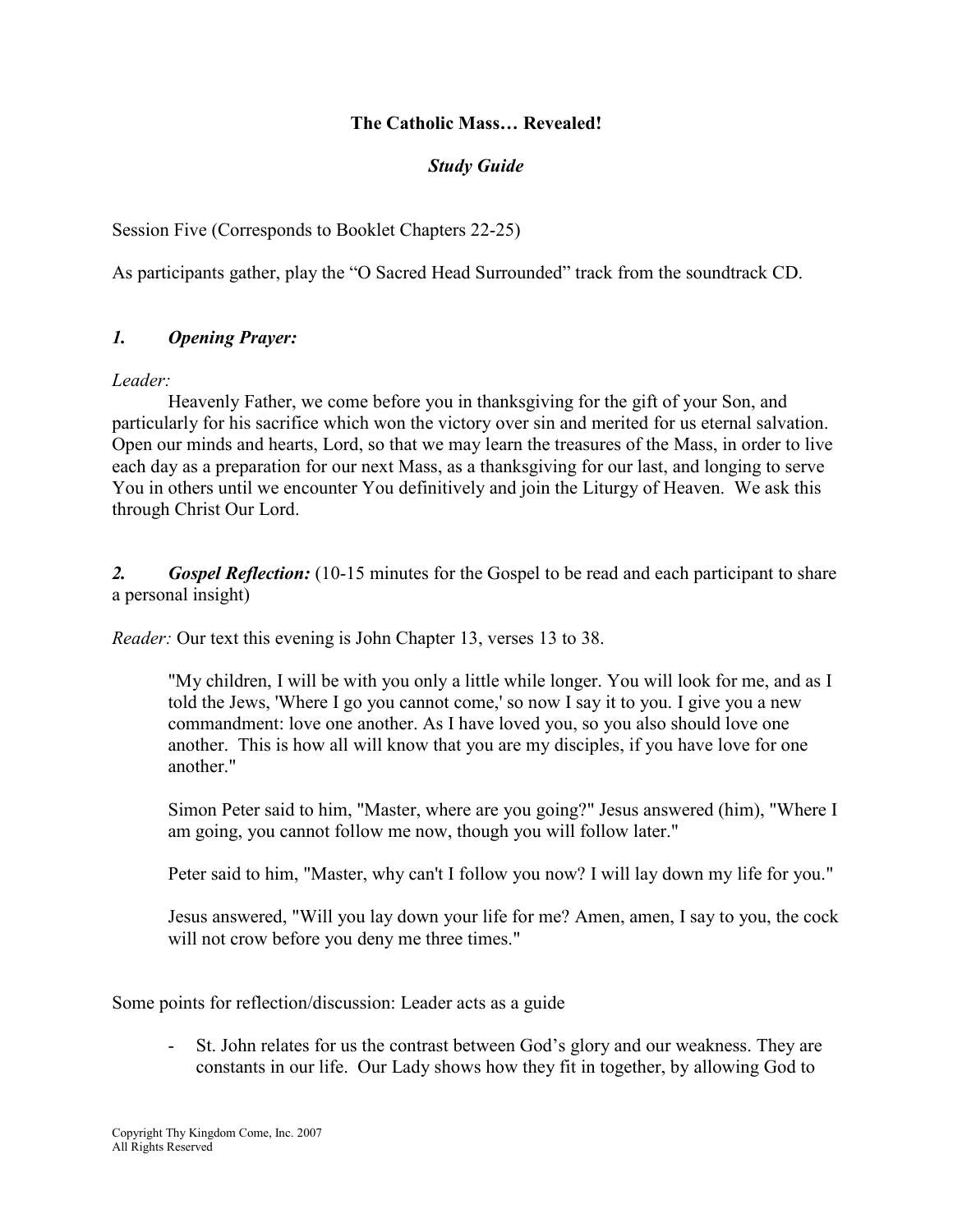**The Catholic Mass… Revealed!**

***Study Guide***

Session Five (Corresponds to Booklet Chapters 22-25)

As participants gather, play the "O Sacred Head Surrounded" track from the soundtrack CD.

### *1. Opening Prayer:*

*Leader:*

Heavenly Father, we come before you in thanksgiving for the gift of your Son, and particularly for his sacrifice which won the victory over sin and merited for us eternal salvation. Open our minds and hearts, Lord, so that we may learn the treasures of the Mass, in order to live each day as a preparation for our next Mass, as a thanksgiving for our last, and longing to serve You in others until we encounter You definitively and join the Liturgy of Heaven. We ask this through Christ Our Lord.

### *2. Gospel Reflection:* (10-15 minutes for the Gospel to be read and each participant to share a personal insight)

*Reader:* Our text this evening is John Chapter 13, verses 13 to 38.

> "My children, I will be with you only a little while longer. You will look for me, and as I told the Jews, 'Where I go you cannot come,' so now I say it to you. I give you a new commandment: love one another. As I have loved you, so you also should love one another. This is how all will know that you are my disciples, if you have love for one another."
>
> Simon Peter said to him, "Master, where are you going?" Jesus answered (him), "Where I am going, you cannot follow me now, though you will follow later."
>
> Peter said to him, "Master, why can't I follow you now? I will lay down my life for you."
>
> Jesus answered, "Will you lay down your life for me? Amen, amen, I say to you, the cock will not crow before you deny me three times."

Some points for reflection/discussion: Leader acts as a guide

- St. John relates for us the contrast between God's glory and our weakness. They are constants in our life. Our Lady shows how they fit in together, by allowing God to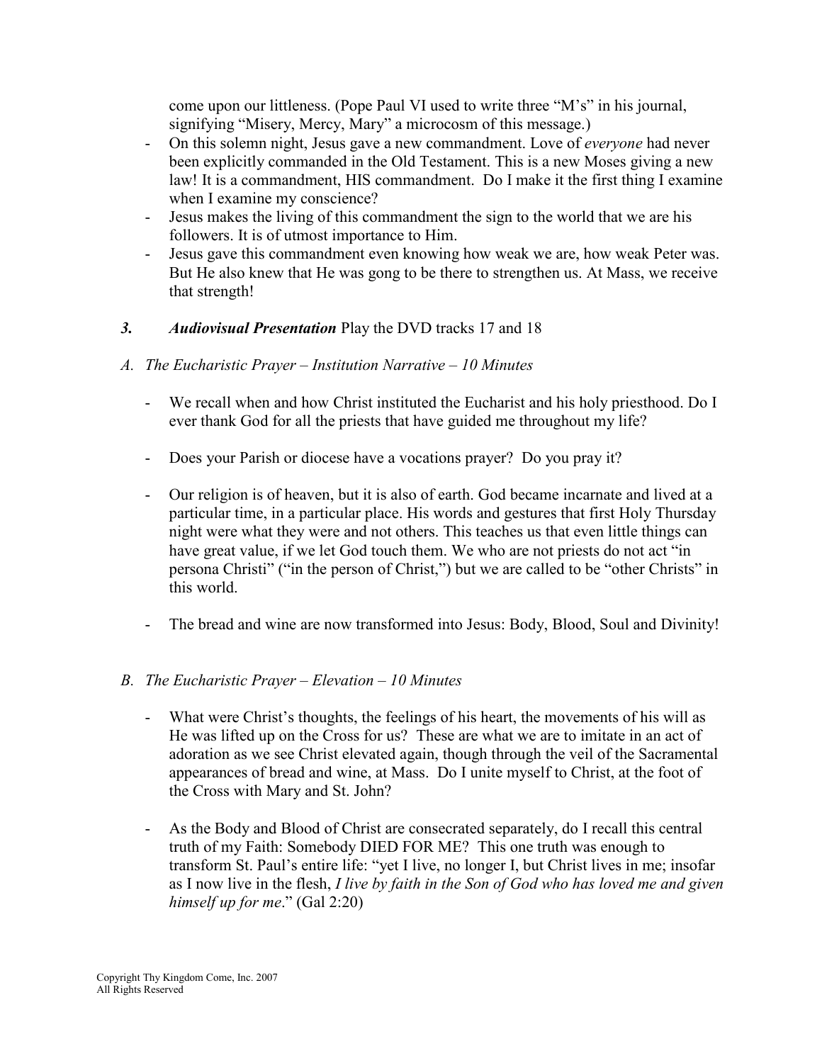come upon our littleness. (Pope Paul VI used to write three “M’s” in his journal, signifying “Misery, Mercy, Mary” a microcosm of this message.)

- On this solemn night, Jesus gave a new commandment. Love of *everyone* had never been explicitly commanded in the Old Testament. This is a new Moses giving a new law! It is a commandment, HIS commandment. Do I make it the first thing I examine when I examine my conscience?
- Jesus makes the living of this commandment the sign to the world that we are his followers. It is of utmost importance to Him.
- Jesus gave this commandment even knowing how weak we are, how weak Peter was. But He also knew that He was gong to be there to strengthen us. At Mass, we receive that strength!

***3. Audiovisual Presentation*** Play the DVD tracks 17 and 18

*A. The Eucharistic Prayer – Institution Narrative – 10 Minutes*

- We recall when and how Christ instituted the Eucharist and his holy priesthood. Do I ever thank God for all the priests that have guided me throughout my life?

- Does your Parish or diocese have a vocations prayer? Do you pray it?

- Our religion is of heaven, but it is also of earth. God became incarnate and lived at a particular time, in a particular place. His words and gestures that first Holy Thursday night were what they were and not others. This teaches us that even little things can have great value, if we let God touch them. We who are not priests do not act “in persona Christi” (“in the person of Christ,”) but we are called to be “other Christs” in this world.

- The bread and wine are now transformed into Jesus: Body, Blood, Soul and Divinity!

*B. The Eucharistic Prayer – Elevation – 10 Minutes*

- What were Christ’s thoughts, the feelings of his heart, the movements of his will as He was lifted up on the Cross for us? These are what we are to imitate in an act of adoration as we see Christ elevated again, though through the veil of the Sacramental appearances of bread and wine, at Mass. Do I unite myself to Christ, at the foot of the Cross with Mary and St. John?

- As the Body and Blood of Christ are consecrated separately, do I recall this central truth of my Faith: Somebody DIED FOR ME? This one truth was enough to transform St. Paul’s entire life: “yet I live, no longer I, but Christ lives in me; insofar as I now live in the flesh, *I live by faith in the Son of God who has loved me and given himself up for me*.” (Gal 2:20)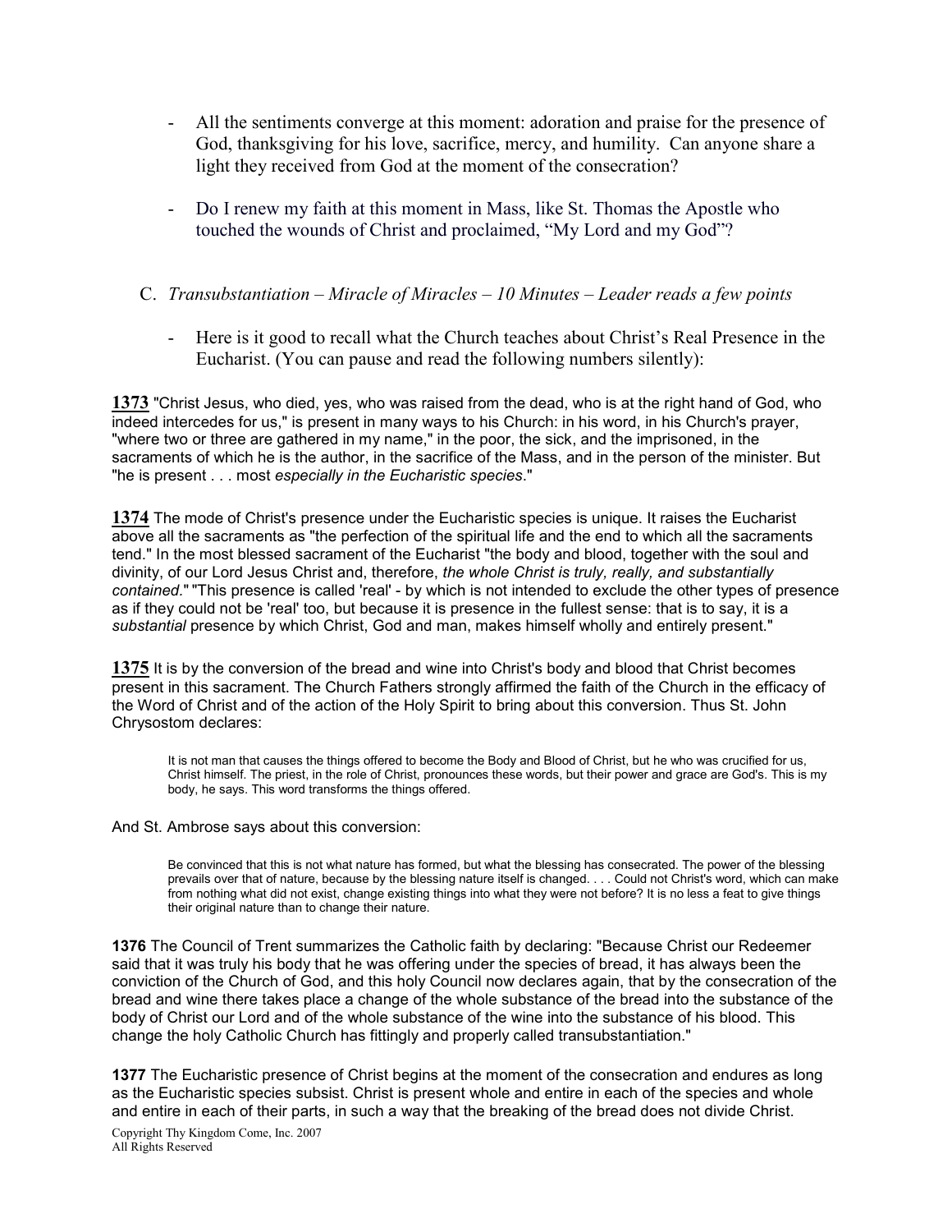- All the sentiments converge at this moment: adoration and praise for the presence of God, thanksgiving for his love, sacrifice, mercy, and humility. Can anyone share a light they received from God at the moment of the consecration?

- Do I renew my faith at this moment in Mass, like St. Thomas the Apostle who touched the wounds of Christ and proclaimed, "My Lord and my God"?

C. *Transubstantiation – Miracle of Miracles – 10 Minutes – Leader reads a few points*

- Here is it good to recall what the Church teaches about Christ's Real Presence in the Eucharist. (You can pause and read the following numbers silently):

**1373** "Christ Jesus, who died, yes, who was raised from the dead, who is at the right hand of God, who indeed intercedes for us," is present in many ways to his Church: in his word, in his Church's prayer, "where two or three are gathered in my name," in the poor, the sick, and the imprisoned, in the sacraments of which he is the author, in the sacrifice of the Mass, and in the person of the minister. But "he is present . . . most *especially in the Eucharistic species*."

**1374** The mode of Christ's presence under the Eucharistic species is unique. It raises the Eucharist above all the sacraments as "the perfection of the spiritual life and the end to which all the sacraments tend." In the most blessed sacrament of the Eucharist "the body and blood, together with the soul and divinity, of our Lord Jesus Christ and, therefore, *the whole Christ is truly, really, and substantially contained.*" "This presence is called 'real' - by which is not intended to exclude the other types of presence as if they could not be 'real' too, but because it is presence in the fullest sense: that is to say, it is a *substantial* presence by which Christ, God and man, makes himself wholly and entirely present."

**1375** It is by the conversion of the bread and wine into Christ's body and blood that Christ becomes present in this sacrament. The Church Fathers strongly affirmed the faith of the Church in the efficacy of the Word of Christ and of the action of the Holy Spirit to bring about this conversion. Thus St. John Chrysostom declares:

> It is not man that causes the things offered to become the Body and Blood of Christ, but he who was crucified for us, Christ himself. The priest, in the role of Christ, pronounces these words, but their power and grace are God's. This is my body, he says. This word transforms the things offered.

And St. Ambrose says about this conversion:

> Be convinced that this is not what nature has formed, but what the blessing has consecrated. The power of the blessing prevails over that of nature, because by the blessing nature itself is changed. . . . Could not Christ's word, which can make from nothing what did not exist, change existing things into what they were not before? It is no less a feat to give things their original nature than to change their nature.

**1376** The Council of Trent summarizes the Catholic faith by declaring: "Because Christ our Redeemer said that it was truly his body that he was offering under the species of bread, it has always been the conviction of the Church of God, and this holy Council now declares again, that by the consecration of the bread and wine there takes place a change of the whole substance of the bread into the substance of the body of Christ our Lord and of the whole substance of the wine into the substance of his blood. This change the holy Catholic Church has fittingly and properly called transubstantiation."

**1377** The Eucharistic presence of Christ begins at the moment of the consecration and endures as long as the Eucharistic species subsist. Christ is present whole and entire in each of the species and whole and entire in each of their parts, in such a way that the breaking of the bread does not divide Christ.

Copyright Thy Kingdom Come, Inc. 2007
All Rights Reserved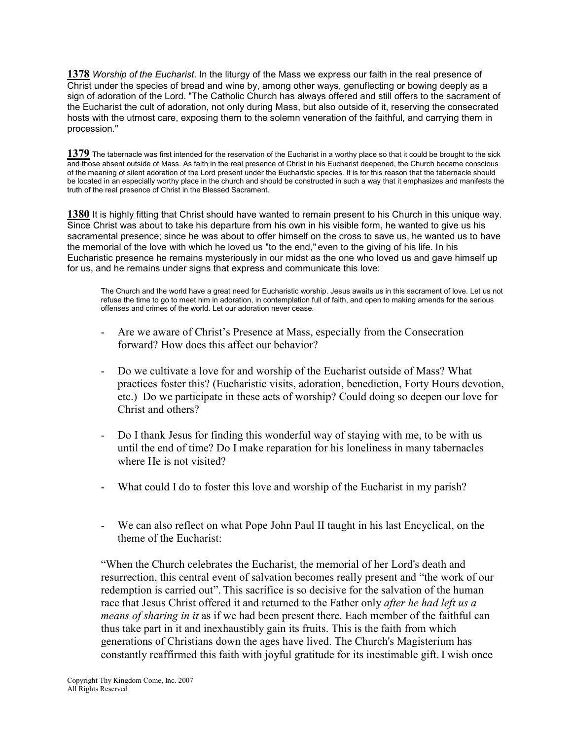**1378** *Worship of the Eucharist*. In the liturgy of the Mass we express our faith in the real presence of Christ under the species of bread and wine by, among other ways, genuflecting or bowing deeply as a sign of adoration of the Lord. "The Catholic Church has always offered and still offers to the sacrament of the Eucharist the cult of adoration, not only during Mass, but also outside of it, reserving the consecrated hosts with the utmost care, exposing them to the solemn veneration of the faithful, and carrying them in procession."

**1379** The tabernacle was first intended for the reservation of the Eucharist in a worthy place so that it could be brought to the sick and those absent outside of Mass. As faith in the real presence of Christ in his Eucharist deepened, the Church became conscious of the meaning of silent adoration of the Lord present under the Eucharistic species. It is for this reason that the tabernacle should be located in an especially worthy place in the church and should be constructed in such a way that it emphasizes and manifests the truth of the real presence of Christ in the Blessed Sacrament.

**1380** It is highly fitting that Christ should have wanted to remain present to his Church in this unique way. Since Christ was about to take his departure from his own in his visible form, he wanted to give us his sacramental presence; since he was about to offer himself on the cross to save us, he wanted us to have the memorial of the love with which he loved us "to the end," even to the giving of his life. In his Eucharistic presence he remains mysteriously in our midst as the one who loved us and gave himself up for us, and he remains under signs that express and communicate this love:

> The Church and the world have a great need for Eucharistic worship. Jesus awaits us in this sacrament of love. Let us not refuse the time to go to meet him in adoration, in contemplation full of faith, and open to making amends for the serious offenses and crimes of the world. Let our adoration never cease.

- Are we aware of Christ's Presence at Mass, especially from the Consecration forward? How does this affect our behavior?

- Do we cultivate a love for and worship of the Eucharist outside of Mass? What practices foster this? (Eucharistic visits, adoration, benediction, Forty Hours devotion, etc.) Do we participate in these acts of worship? Could doing so deepen our love for Christ and others?

- Do I thank Jesus for finding this wonderful way of staying with me, to be with us until the end of time? Do I make reparation for his loneliness in many tabernacles where He is not visited?

- What could I do to foster this love and worship of the Eucharist in my parish?

- We can also reflect on what Pope John Paul II taught in his last Encyclical, on the theme of the Eucharist:

"When the Church celebrates the Eucharist, the memorial of her Lord's death and resurrection, this central event of salvation becomes really present and "the work of our redemption is carried out". This sacrifice is so decisive for the salvation of the human race that Jesus Christ offered it and returned to the Father only *after he had left us a means of sharing in it* as if we had been present there. Each member of the faithful can thus take part in it and inexhaustibly gain its fruits. This is the faith from which generations of Christians down the ages have lived. The Church's Magisterium has constantly reaffirmed this faith with joyful gratitude for its inestimable gift. I wish once

Copyright Thy Kingdom Come, Inc. 2007
All Rights Reserved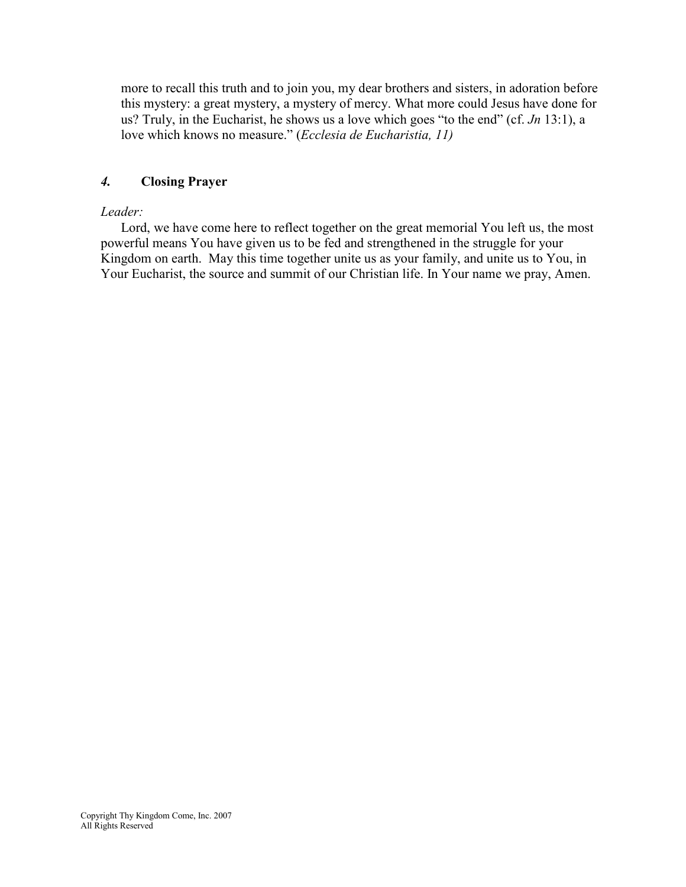more to recall this truth and to join you, my dear brothers and sisters, in adoration before this mystery: a great mystery, a mystery of mercy. What more could Jesus have done for us? Truly, in the Eucharist, he shows us a love which goes "to the end" (cf. *Jn* 13:1), a love which knows no measure." (*Ecclesia de Eucharistia, 11)*

## *4.* Closing Prayer

*Leader:*

Lord, we have come here to reflect together on the great memorial You left us, the most powerful means You have given us to be fed and strengthened in the struggle for your Kingdom on earth. May this time together unite us as your family, and unite us to You, in Your Eucharist, the source and summit of our Christian life. In Your name we pray, Amen.

Copyright Thy Kingdom Come, Inc. 2007
All Rights Reserved